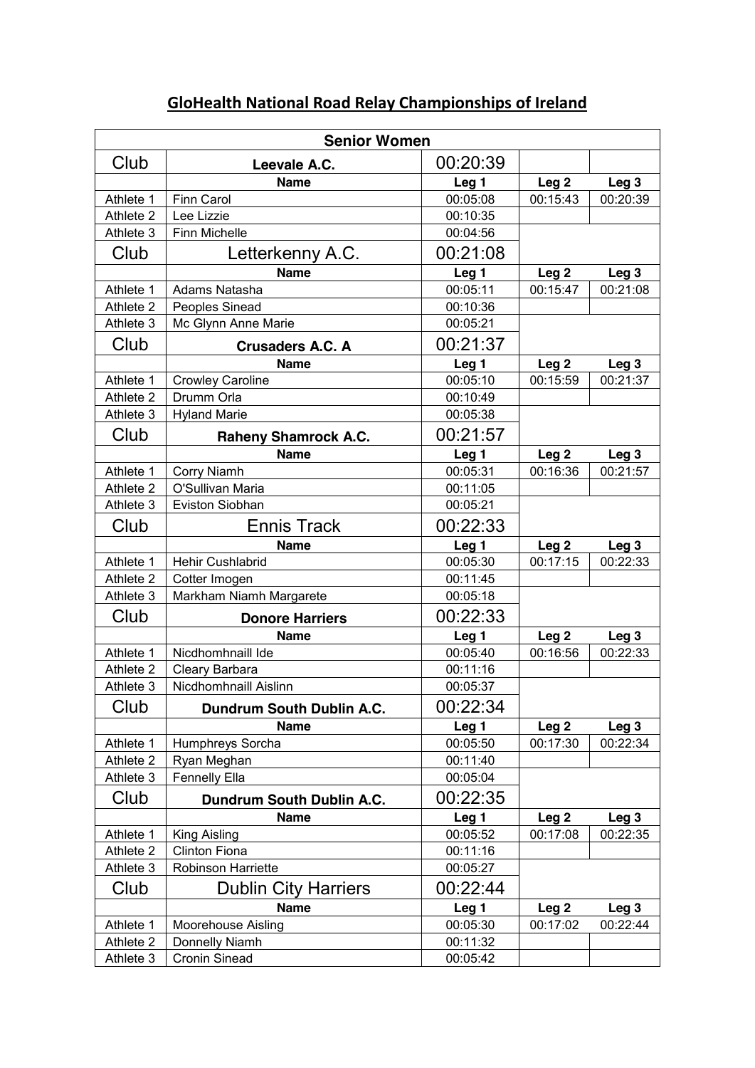# GloHealth National Road Relay Championships of Ireland

| Senior Women | | | | |
|---|---|---|---|---|
| Club | Leevale A.C. | 00:20:39 | | |
| | Name | Leg 1 | Leg 2 | Leg 3 |
| Athlete 1 | Finn Carol | 00:05:08 | 00:15:43 | 00:20:39 |
| Athlete 2 | Lee Lizzie | 00:10:35 | | |
| Athlete 3 | Finn Michelle | 00:04:56 | | |
| Club | Letterkenny A.C. | 00:21:08 | | |
| | Name | Leg 1 | Leg 2 | Leg 3 |
| Athlete 1 | Adams Natasha | 00:05:11 | 00:15:47 | 00:21:08 |
| Athlete 2 | Peoples Sinead | 00:10:36 | | |
| Athlete 3 | Mc Glynn Anne Marie | 00:05:21 | | |
| Club | Crusaders A.C. A | 00:21:37 | | |
| | Name | Leg 1 | Leg 2 | Leg 3 |
| Athlete 1 | Crowley Caroline | 00:05:10 | 00:15:59 | 00:21:37 |
| Athlete 2 | Drumm Orla | 00:10:49 | | |
| Athlete 3 | Hyland Marie | 00:05:38 | | |
| Club | Raheny Shamrock A.C. | 00:21:57 | | |
| | Name | Leg 1 | Leg 2 | Leg 3 |
| Athlete 1 | Corry Niamh | 00:05:31 | 00:16:36 | 00:21:57 |
| Athlete 2 | O'Sullivan Maria | 00:11:05 | | |
| Athlete 3 | Eviston Siobhan | 00:05:21 | | |
| Club | Ennis Track | 00:22:33 | | |
| | Name | Leg 1 | Leg 2 | Leg 3 |
| Athlete 1 | Hehir Cushlabrid | 00:05:30 | 00:17:15 | 00:22:33 |
| Athlete 2 | Cotter Imogen | 00:11:45 | | |
| Athlete 3 | Markham Niamh Margarete | 00:05:18 | | |
| Club | Donore Harriers | 00:22:33 | | |
| | Name | Leg 1 | Leg 2 | Leg 3 |
| Athlete 1 | Nicdhomhnaill Ide | 00:05:40 | 00:16:56 | 00:22:33 |
| Athlete 2 | Cleary Barbara | 00:11:16 | | |
| Athlete 3 | Nicdhomhnaill Aislinn | 00:05:37 | | |
| Club | Dundrum South Dublin A.C. | 00:22:34 | | |
| | Name | Leg 1 | Leg 2 | Leg 3 |
| Athlete 1 | Humphreys Sorcha | 00:05:50 | 00:17:30 | 00:22:34 |
| Athlete 2 | Ryan Meghan | 00:11:40 | | |
| Athlete 3 | Fennelly Ella | 00:05:04 | | |
| Club | Dundrum South Dublin A.C. | 00:22:35 | | |
| | Name | Leg 1 | Leg 2 | Leg 3 |
| Athlete 1 | King Aisling | 00:05:52 | 00:17:08 | 00:22:35 |
| Athlete 2 | Clinton Fiona | 00:11:16 | | |
| Athlete 3 | Robinson Harriette | 00:05:27 | | |
| Club | Dublin City Harriers | 00:22:44 | | |
| | Name | Leg 1 | Leg 2 | Leg 3 |
| Athlete 1 | Moorehouse Aisling | 00:05:30 | 00:17:02 | 00:22:44 |
| Athlete 2 | Donnelly Niamh | 00:11:32 | | |
| Athlete 3 | Cronin Sinead | 00:05:42 | | |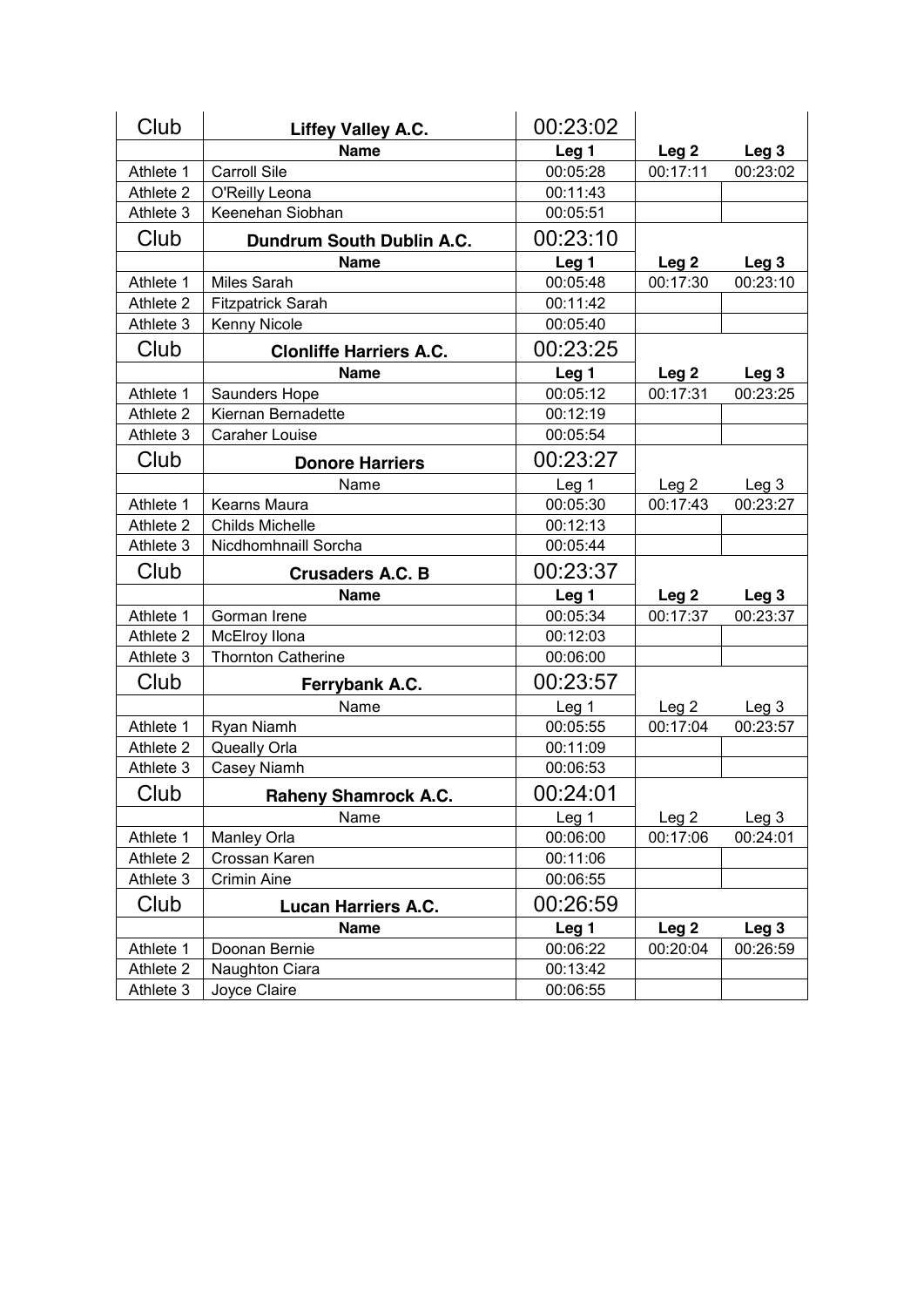| Club | Liffey Valley A.C. | 00:23:02 | | |
|---|---|---|---|---|
| | **Name** | **Leg 1** | **Leg 2** | **Leg 3** |
| Athlete 1 | Carroll Sile | 00:05:28 | 00:17:11 | 00:23:02 |
| Athlete 2 | O'Reilly Leona | 00:11:43 | | |
| Athlete 3 | Keenehan Siobhan | 00:05:51 | | |
| Club | **Dundrum South Dublin A.C.** | 00:23:10 | | |
| | **Name** | **Leg 1** | **Leg 2** | **Leg 3** |
| Athlete 1 | Miles Sarah | 00:05:48 | 00:17:30 | 00:23:10 |
| Athlete 2 | Fitzpatrick Sarah | 00:11:42 | | |
| Athlete 3 | Kenny Nicole | 00:05:40 | | |
| Club | **Clonliffe Harriers A.C.** | 00:23:25 | | |
| | **Name** | **Leg 1** | **Leg 2** | **Leg 3** |
| Athlete 1 | Saunders Hope | 00:05:12 | 00:17:31 | 00:23:25 |
| Athlete 2 | Kiernan Bernadette | 00:12:19 | | |
| Athlete 3 | Caraher Louise | 00:05:54 | | |
| Club | **Donore Harriers** | 00:23:27 | | |
| | Name | Leg 1 | Leg 2 | Leg 3 |
| Athlete 1 | Kearns Maura | 00:05:30 | 00:17:43 | 00:23:27 |
| Athlete 2 | Childs Michelle | 00:12:13 | | |
| Athlete 3 | Nicdhomhnaill Sorcha | 00:05:44 | | |
| Club | **Crusaders A.C. B** | 00:23:37 | | |
| | **Name** | **Leg 1** | **Leg 2** | **Leg 3** |
| Athlete 1 | Gorman Irene | 00:05:34 | 00:17:37 | 00:23:37 |
| Athlete 2 | McElroy Ilona | 00:12:03 | | |
| Athlete 3 | Thornton Catherine | 00:06:00 | | |
| Club | **Ferrybank A.C.** | 00:23:57 | | |
| | Name | Leg 1 | Leg 2 | Leg 3 |
| Athlete 1 | Ryan Niamh | 00:05:55 | 00:17:04 | 00:23:57 |
| Athlete 2 | Queally Orla | 00:11:09 | | |
| Athlete 3 | Casey Niamh | 00:06:53 | | |
| Club | **Raheny Shamrock A.C.** | 00:24:01 | | |
| | Name | Leg 1 | Leg 2 | Leg 3 |
| Athlete 1 | Manley Orla | 00:06:00 | 00:17:06 | 00:24:01 |
| Athlete 2 | Crossan Karen | 00:11:06 | | |
| Athlete 3 | Crimin Aine | 00:06:55 | | |
| Club | **Lucan Harriers A.C.** | 00:26:59 | | |
| | **Name** | **Leg 1** | **Leg 2** | **Leg 3** |
| Athlete 1 | Doonan Bernie | 00:06:22 | 00:20:04 | 00:26:59 |
| Athlete 2 | Naughton Ciara | 00:13:42 | | |
| Athlete 3 | Joyce Claire | 00:06:55 | | |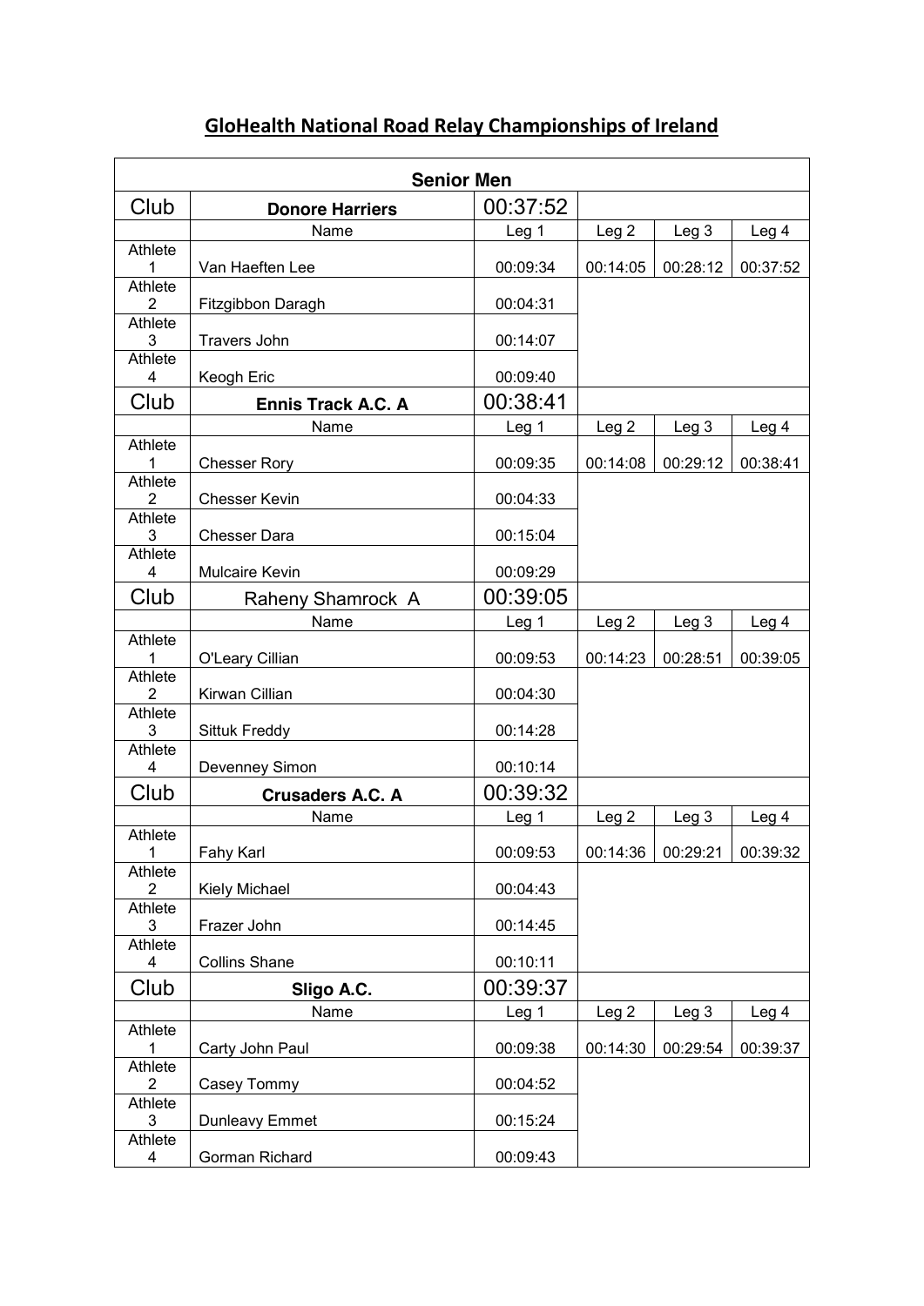# GloHealth National Road Relay Championships of Ireland

| Senior Men | | | | | |
|---|---|---|---|---|---|
| Club | **Donore Harriers** | 00:37:52 | | | |
| | Name | Leg 1 | Leg 2 | Leg 3 | Leg 4 |
| Athlete 1 | Van Haeften Lee | 00:09:34 | 00:14:05 | 00:28:12 | 00:37:52 |
| Athlete 2 | Fitzgibbon Daragh | 00:04:31 | | | |
| Athlete 3 | Travers John | 00:14:07 | | | |
| Athlete 4 | Keogh Eric | 00:09:40 | | | |
| Club | **Ennis Track A.C. A** | 00:38:41 | | | |
| | Name | Leg 1 | Leg 2 | Leg 3 | Leg 4 |
| Athlete 1 | Chesser Rory | 00:09:35 | 00:14:08 | 00:29:12 | 00:38:41 |
| Athlete 2 | Chesser Kevin | 00:04:33 | | | |
| Athlete 3 | Chesser Dara | 00:15:04 | | | |
| Athlete 4 | Mulcaire Kevin | 00:09:29 | | | |
| Club | Raheny Shamrock A | 00:39:05 | | | |
| | Name | Leg 1 | Leg 2 | Leg 3 | Leg 4 |
| Athlete 1 | O'Leary Cillian | 00:09:53 | 00:14:23 | 00:28:51 | 00:39:05 |
| Athlete 2 | Kirwan Cillian | 00:04:30 | | | |
| Athlete 3 | Sittuk Freddy | 00:14:28 | | | |
| Athlete 4 | Devenney Simon | 00:10:14 | | | |
| Club | **Crusaders A.C. A** | 00:39:32 | | | |
| | Name | Leg 1 | Leg 2 | Leg 3 | Leg 4 |
| Athlete 1 | Fahy Karl | 00:09:53 | 00:14:36 | 00:29:21 | 00:39:32 |
| Athlete 2 | Kiely Michael | 00:04:43 | | | |
| Athlete 3 | Frazer John | 00:14:45 | | | |
| Athlete 4 | Collins Shane | 00:10:11 | | | |
| Club | **Sligo A.C.** | 00:39:37 | | | |
| | Name | Leg 1 | Leg 2 | Leg 3 | Leg 4 |
| Athlete 1 | Carty John Paul | 00:09:38 | 00:14:30 | 00:29:54 | 00:39:37 |
| Athlete 2 | Casey Tommy | 00:04:52 | | | |
| Athlete 3 | Dunleavy Emmet | 00:15:24 | | | |
| Athlete 4 | Gorman Richard | 00:09:43 | | | |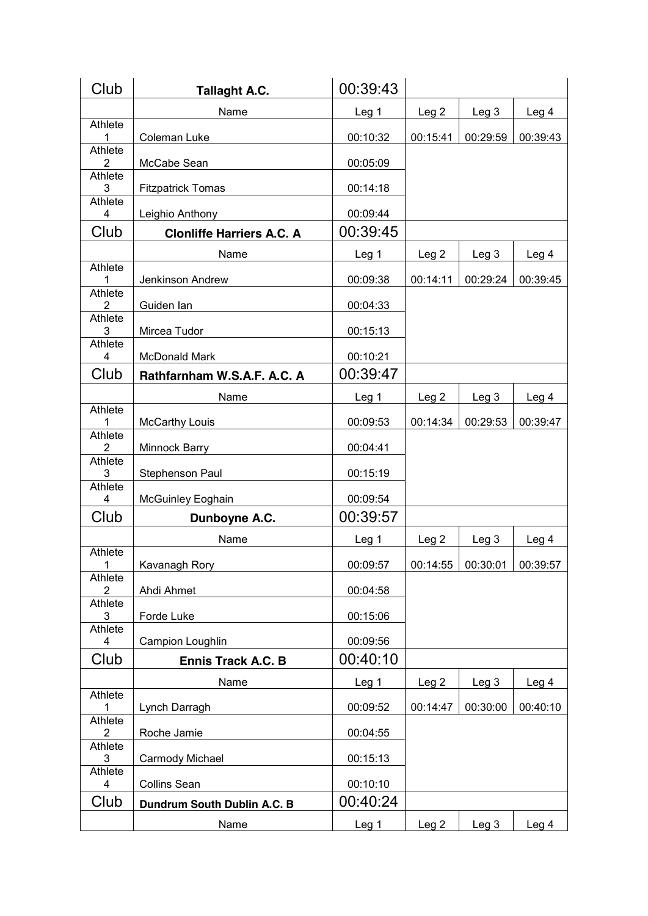| Club | Tallaght A.C. | 00:39:43 | | | |
|---|---|---|---|---|---|
| | Name | Leg 1 | Leg 2 | Leg 3 | Leg 4 |
| Athlete 1 | Coleman Luke | 00:10:32 | 00:15:41 | 00:29:59 | 00:39:43 |
| Athlete 2 | McCabe Sean | 00:05:09 | | | |
| Athlete 3 | Fitzpatrick Tomas | 00:14:18 | | | |
| Athlete 4 | Leighio Anthony | 00:09:44 | | | |
| Club | **Clonliffe Harriers A.C. A** | 00:39:45 | | | |
| | Name | Leg 1 | Leg 2 | Leg 3 | Leg 4 |
| Athlete 1 | Jenkinson Andrew | 00:09:38 | 00:14:11 | 00:29:24 | 00:39:45 |
| Athlete 2 | Guiden Ian | 00:04:33 | | | |
| Athlete 3 | Mircea Tudor | 00:15:13 | | | |
| Athlete 4 | McDonald Mark | 00:10:21 | | | |
| Club | **Rathfarnham W.S.A.F. A.C. A** | 00:39:47 | | | |
| | Name | Leg 1 | Leg 2 | Leg 3 | Leg 4 |
| Athlete 1 | McCarthy Louis | 00:09:53 | 00:14:34 | 00:29:53 | 00:39:47 |
| Athlete 2 | Minnock Barry | 00:04:41 | | | |
| Athlete 3 | Stephenson Paul | 00:15:19 | | | |
| Athlete 4 | McGuinley Eoghain | 00:09:54 | | | |
| Club | **Dunboyne A.C.** | 00:39:57 | | | |
| | Name | Leg 1 | Leg 2 | Leg 3 | Leg 4 |
| Athlete 1 | Kavanagh Rory | 00:09:57 | 00:14:55 | 00:30:01 | 00:39:57 |
| Athlete 2 | Ahdi Ahmet | 00:04:58 | | | |
| Athlete 3 | Forde Luke | 00:15:06 | | | |
| Athlete 4 | Campion Loughlin | 00:09:56 | | | |
| Club | **Ennis Track A.C. B** | 00:40:10 | | | |
| | Name | Leg 1 | Leg 2 | Leg 3 | Leg 4 |
| Athlete 1 | Lynch Darragh | 00:09:52 | 00:14:47 | 00:30:00 | 00:40:10 |
| Athlete 2 | Roche Jamie | 00:04:55 | | | |
| Athlete 3 | Carmody Michael | 00:15:13 | | | |
| Athlete 4 | Collins Sean | 00:10:10 | | | |
| Club | **Dundrum South Dublin A.C. B** | 00:40:24 | | | |
| | Name | Leg 1 | Leg 2 | Leg 3 | Leg 4 |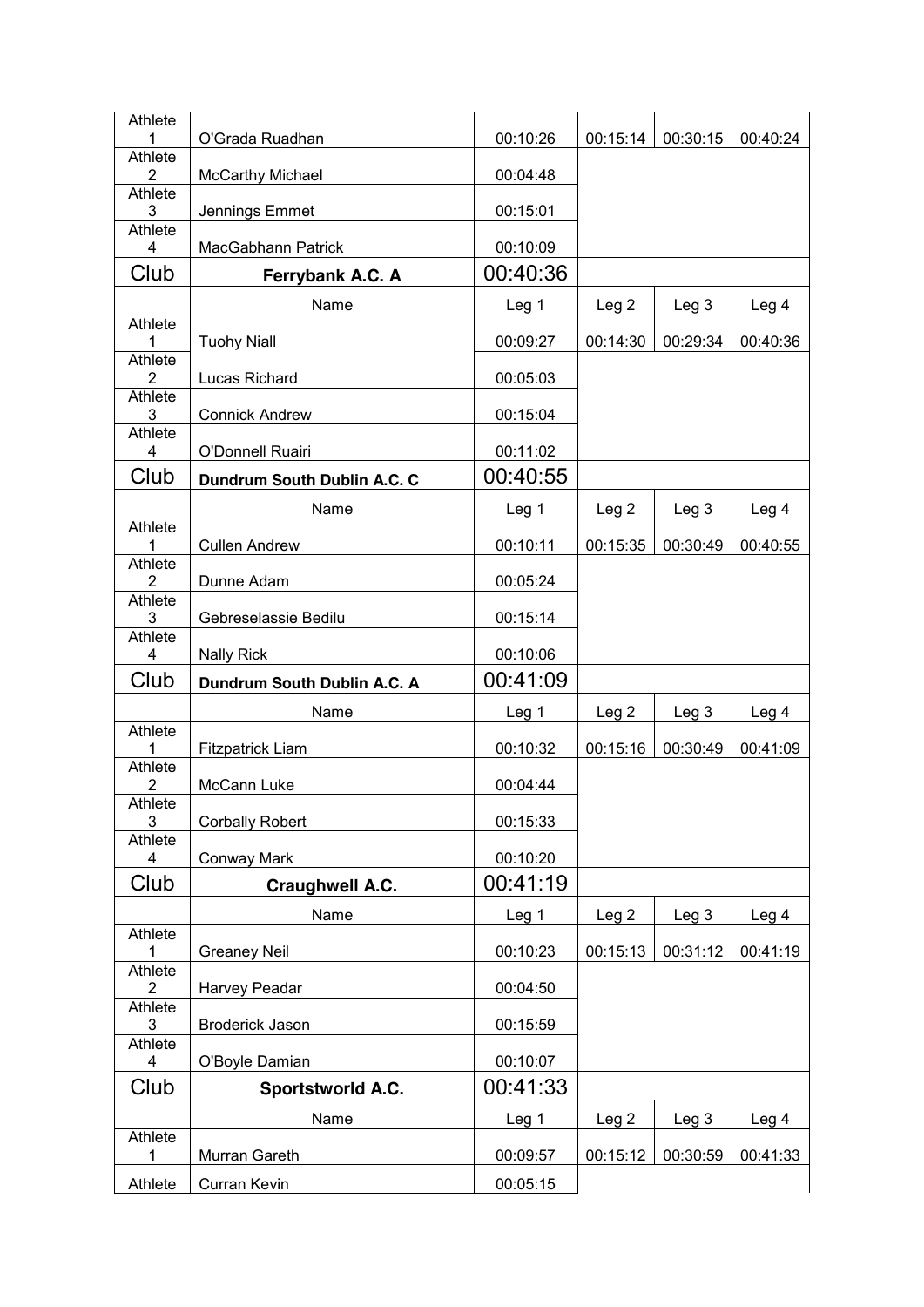| Athlete 1 | O'Grada Ruadhan | 00:10:26 | 00:15:14 | 00:30:15 | 00:40:24 |
|---|---|---|---|---|---|
| Athlete 2 | McCarthy Michael | 00:04:48 | | | |
| Athlete 3 | Jennings Emmet | 00:15:01 | | | |
| Athlete 4 | MacGabhann Patrick | 00:10:09 | | | |

| Club | **Ferrybank A.C. A** | 00:40:36 | | | |
|---|---|---|---|---|---|
| | Name | Leg 1 | Leg 2 | Leg 3 | Leg 4 |
| Athlete 1 | Tuohy Niall | 00:09:27 | 00:14:30 | 00:29:34 | 00:40:36 |
| Athlete 2 | Lucas Richard | 00:05:03 | | | |
| Athlete 3 | Connick Andrew | 00:15:04 | | | |
| Athlete 4 | O'Donnell Ruairi | 00:11:02 | | | |

| Club | **Dundrum South Dublin A.C. C** | 00:40:55 | | | |
|---|---|---|---|---|---|
| | Name | Leg 1 | Leg 2 | Leg 3 | Leg 4 |
| Athlete 1 | Cullen Andrew | 00:10:11 | 00:15:35 | 00:30:49 | 00:40:55 |
| Athlete 2 | Dunne Adam | 00:05:24 | | | |
| Athlete 3 | Gebreselassie Bedilu | 00:15:14 | | | |
| Athlete 4 | Nally Rick | 00:10:06 | | | |

| Club | **Dundrum South Dublin A.C. A** | 00:41:09 | | | |
|---|---|---|---|---|---|
| | Name | Leg 1 | Leg 2 | Leg 3 | Leg 4 |
| Athlete 1 | Fitzpatrick Liam | 00:10:32 | 00:15:16 | 00:30:49 | 00:41:09 |
| Athlete 2 | McCann Luke | 00:04:44 | | | |
| Athlete 3 | Corbally Robert | 00:15:33 | | | |
| Athlete 4 | Conway Mark | 00:10:20 | | | |

| Club | **Craughwell A.C.** | 00:41:19 | | | |
|---|---|---|---|---|---|
| | Name | Leg 1 | Leg 2 | Leg 3 | Leg 4 |
| Athlete 1 | Greaney Neil | 00:10:23 | 00:15:13 | 00:31:12 | 00:41:19 |
| Athlete 2 | Harvey Peadar | 00:04:50 | | | |
| Athlete 3 | Broderick Jason | 00:15:59 | | | |
| Athlete 4 | O'Boyle Damian | 00:10:07 | | | |

| Club | **Sportstworld A.C.** | 00:41:33 | | | |
|---|---|---|---|---|---|
| | Name | Leg 1 | Leg 2 | Leg 3 | Leg 4 |
| Athlete 1 | Murran Gareth | 00:09:57 | 00:15:12 | 00:30:59 | 00:41:33 |
| Athlete | Curran Kevin | 00:05:15 | | | |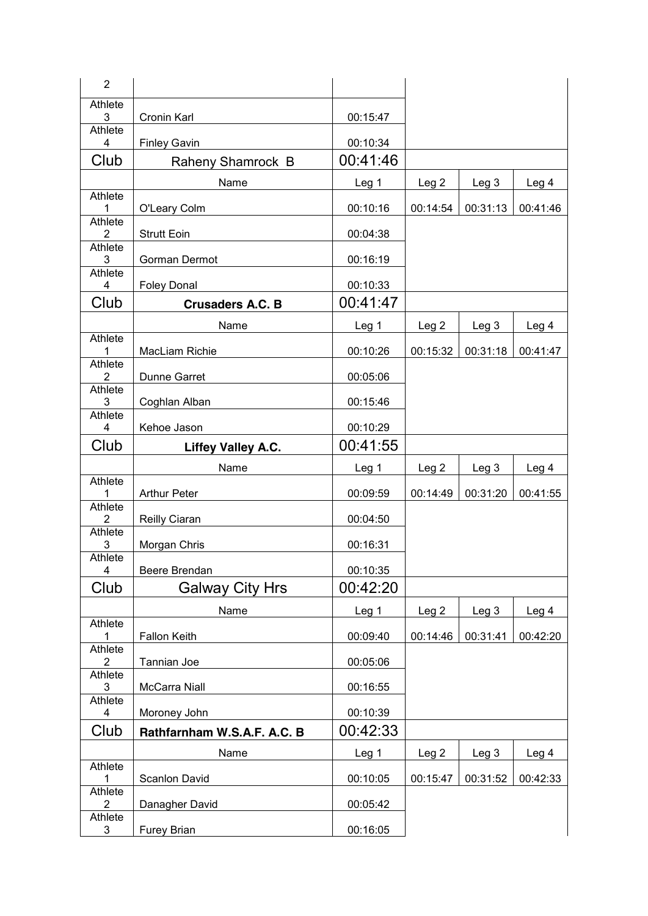| | | | | | |
|---|---|---|---|---|---|
| 2 | | | | | |
| Athlete 3 | Cronin Karl | 00:15:47 | | | |
| Athlete 4 | Finley Gavin | 00:10:34 | | | |
| Club | Raheny Shamrock B | 00:41:46 | | | |
| | Name | Leg 1 | Leg 2 | Leg 3 | Leg 4 |
| Athlete 1 | O'Leary Colm | 00:10:16 | 00:14:54 | 00:31:13 | 00:41:46 |
| Athlete 2 | Strutt Eoin | 00:04:38 | | | |
| Athlete 3 | Gorman Dermot | 00:16:19 | | | |
| Athlete 4 | Foley Donal | 00:10:33 | | | |
| Club | **Crusaders A.C. B** | 00:41:47 | | | |
| | Name | Leg 1 | Leg 2 | Leg 3 | Leg 4 |
| Athlete 1 | MacLiam Richie | 00:10:26 | 00:15:32 | 00:31:18 | 00:41:47 |
| Athlete 2 | Dunne Garret | 00:05:06 | | | |
| Athlete 3 | Coghlan Alban | 00:15:46 | | | |
| Athlete 4 | Kehoe Jason | 00:10:29 | | | |
| Club | **Liffey Valley A.C.** | 00:41:55 | | | |
| | Name | Leg 1 | Leg 2 | Leg 3 | Leg 4 |
| Athlete 1 | Arthur Peter | 00:09:59 | 00:14:49 | 00:31:20 | 00:41:55 |
| Athlete 2 | Reilly Ciaran | 00:04:50 | | | |
| Athlete 3 | Morgan Chris | 00:16:31 | | | |
| Athlete 4 | Beere Brendan | 00:10:35 | | | |
| Club | Galway City Hrs | 00:42:20 | | | |
| | Name | Leg 1 | Leg 2 | Leg 3 | Leg 4 |
| Athlete 1 | Fallon Keith | 00:09:40 | 00:14:46 | 00:31:41 | 00:42:20 |
| Athlete 2 | Tannian Joe | 00:05:06 | | | |
| Athlete 3 | McCarra Niall | 00:16:55 | | | |
| Athlete 4 | Moroney John | 00:10:39 | | | |
| Club | **Rathfarnham W.S.A.F. A.C. B** | 00:42:33 | | | |
| | Name | Leg 1 | Leg 2 | Leg 3 | Leg 4 |
| Athlete 1 | Scanlon David | 00:10:05 | 00:15:47 | 00:31:52 | 00:42:33 |
| Athlete 2 | Danagher David | 00:05:42 | | | |
| Athlete 3 | Furey Brian | 00:16:05 | | | |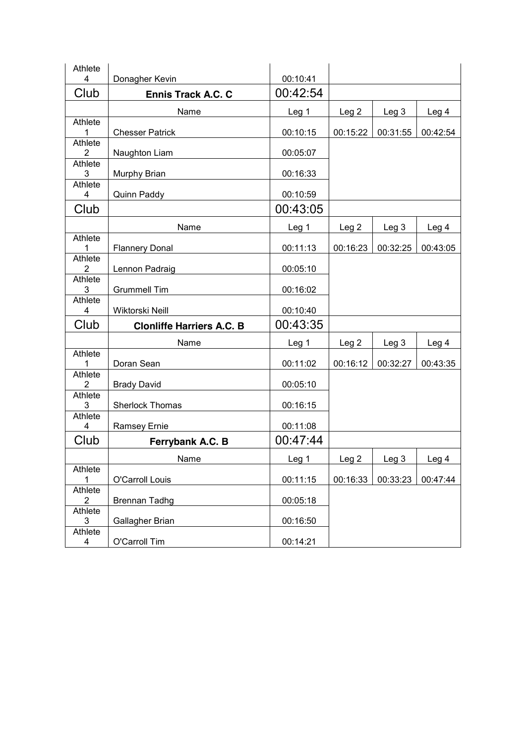| | | | | | | |
|---|---|---|---|---|---|---|
| Athlete 4 | Donagher Kevin | 00:10:41 | | | | |
| Club | **Ennis Track A.C. C** | 00:42:54 | | | | |
| | Name | Leg 1 | Leg 2 | Leg 3 | Leg 4 | |
| Athlete 1 | Chesser Patrick | 00:10:15 | 00:15:22 | 00:31:55 | 00:42:54 | |
| Athlete 2 | Naughton Liam | 00:05:07 | | | | |
| Athlete 3 | Murphy Brian | 00:16:33 | | | | |
| Athlete 4 | Quinn Paddy | 00:10:59 | | | | |
| Club | | 00:43:05 | | | | |
| | Name | Leg 1 | Leg 2 | Leg 3 | Leg 4 | |
| Athlete 1 | Flannery Donal | 00:11:13 | 00:16:23 | 00:32:25 | 00:43:05 | |
| Athlete 2 | Lennon Padraig | 00:05:10 | | | | |
| Athlete 3 | Grummell Tim | 00:16:02 | | | | |
| Athlete 4 | Wiktorski Neill | 00:10:40 | | | | |
| Club | **Clonliffe Harriers A.C. B** | 00:43:35 | | | | |
| | Name | Leg 1 | Leg 2 | Leg 3 | Leg 4 | |
| Athlete 1 | Doran Sean | 00:11:02 | 00:16:12 | 00:32:27 | 00:43:35 | |
| Athlete 2 | Brady David | 00:05:10 | | | | |
| Athlete 3 | Sherlock Thomas | 00:16:15 | | | | |
| Athlete 4 | Ramsey Ernie | 00:11:08 | | | | |
| Club | **Ferrybank A.C. B** | 00:47:44 | | | | |
| | Name | Leg 1 | Leg 2 | Leg 3 | Leg 4 | |
| Athlete 1 | O'Carroll Louis | 00:11:15 | 00:16:33 | 00:33:23 | 00:47:44 | |
| Athlete 2 | Brennan Tadhg | 00:05:18 | | | | |
| Athlete 3 | Gallagher Brian | 00:16:50 | | | | |
| Athlete 4 | O'Carroll Tim | 00:14:21 | | | | |